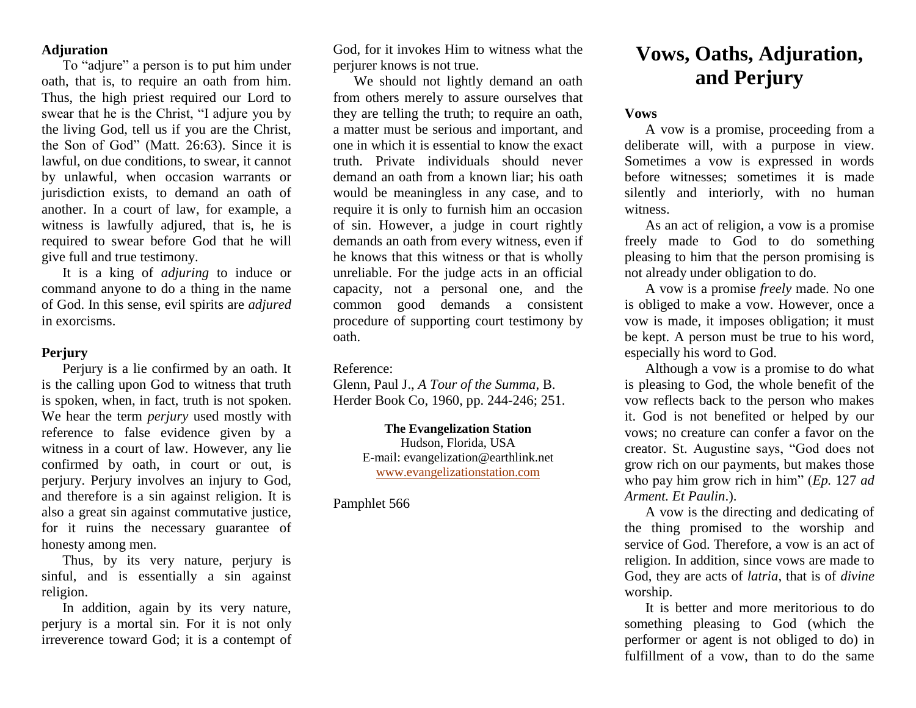### Adjuration

To "adjure" a person is to put him under oath, that is, to require an oath from him. Thus, the high priest required our Lord to swear that he is the Christ, "I adjure you by the living God, tell us if you are the Christ, the Son of God" (Matt. 26:63). Since it is lawful, on due conditions, to swear, it cannot by unlawful, when occasion warrants or jurisdiction exists, to demand an oath of another. In a court of law, for example, a witness is lawfully adjured, that is, he is required to swear before God that he will give full and true testimony.

It is a king of *adjuring* to induce or command anyone to do a thing in the name of God. In this sense, evil spirits are *adjured* in exorcisms.

### Perjury

Perjury is a lie confirmed by an oath. It is the calling upon God to witness that truth is spoken, when, in fact, truth is not spoken. We hear the term *perjury* used mostly with reference to false evidence given by a witness in a court of law. However, any lie confirmed by oath, in court or out, is perjury. Perjury involves an injury to God, and therefore is a sin against religion. It is also a great sin against commutative justice, for it ruins the necessary guarantee of honesty among men.

Thus, by its very nature, perjury is sinful, and is essentially a sin against religion.

In addition, again by its very nature, perjury is a mortal sin. For it is not only irreverence toward God; it is a contempt of God, for it invokes Him to witness what the perjurer knows is not true.

We should not lightly demand an oath from others merely to assure ourselves that they are telling the truth; to require an oath, a matter must be serious and important, and one in which it is essential to know the exact truth. Private individuals should never demand an oath from a known liar; his oath would be meaningless in any case, and to require it is only to furnish him an occasion of sin. However, a judge in court rightly demands an oath from every witness, even if he knows that this witness or that is wholly unreliable. For the judge acts in an official capacity, not a personal one, and the common good demands a consistent procedure of supporting court testimony by oath.

Reference:
Glenn, Paul J., *A Tour of the Summa*, B. Herder Book Co, 1960, pp. 244-246; 251.

**The Evangelization Station**
Hudson, Florida, USA
E-mail: evangelization@earthlink.net
www.evangelizationstation.com

Pamphlet 566

# Vows, Oaths, Adjuration, and Perjury

### Vows

A vow is a promise, proceeding from a deliberate will, with a purpose in view. Sometimes a vow is expressed in words before witnesses; sometimes it is made silently and interiorly, with no human witness.

As an act of religion, a vow is a promise freely made to God to do something pleasing to him that the person promising is not already under obligation to do.

A vow is a promise *freely* made. No one is obliged to make a vow. However, once a vow is made, it imposes obligation; it must be kept. A person must be true to his word, especially his word to God.

Although a vow is a promise to do what is pleasing to God, the whole benefit of the vow reflects back to the person who makes it. God is not benefited or helped by our vows; no creature can confer a favor on the creator. St. Augustine says, "God does not grow rich on our payments, but makes those who pay him grow rich in him" (*Ep.* 127 *ad Arment. Et Paulin*.).

A vow is the directing and dedicating of the thing promised to the worship and service of God. Therefore, a vow is an act of religion. In addition, since vows are made to God, they are acts of *latria*, that is of *divine* worship.

It is better and more meritorious to do something pleasing to God (which the performer or agent is not obliged to do) in fulfillment of a vow, than to do the same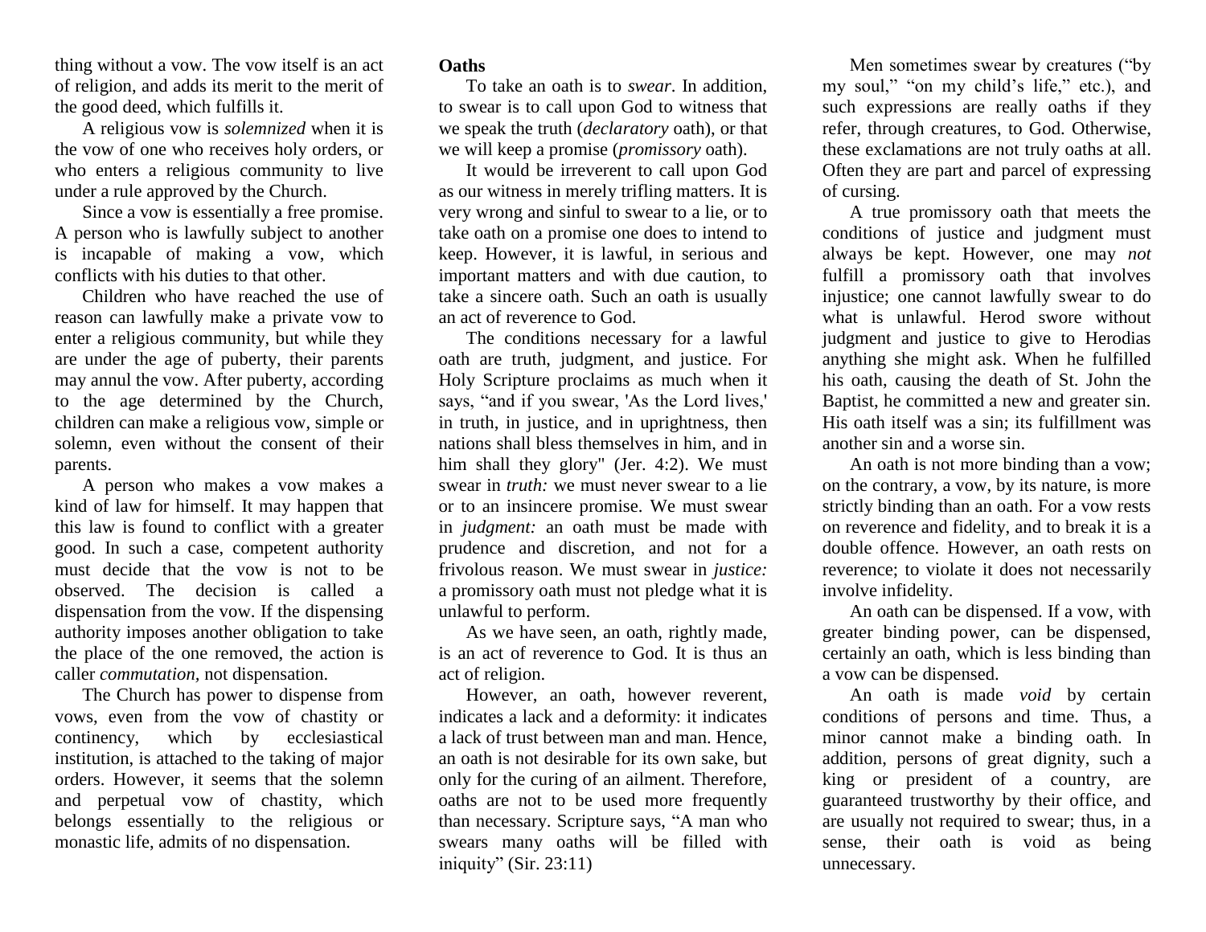thing without a vow. The vow itself is an act of religion, and adds its merit to the merit of the good deed, which fulfills it.

A religious vow is *solemnized* when it is the vow of one who receives holy orders, or who enters a religious community to live under a rule approved by the Church.

Since a vow is essentially a free promise. A person who is lawfully subject to another is incapable of making a vow, which conflicts with his duties to that other.

Children who have reached the use of reason can lawfully make a private vow to enter a religious community, but while they are under the age of puberty, their parents may annul the vow. After puberty, according to the age determined by the Church, children can make a religious vow, simple or solemn, even without the consent of their parents.

A person who makes a vow makes a kind of law for himself. It may happen that this law is found to conflict with a greater good. In such a case, competent authority must decide that the vow is not to be observed. The decision is called a dispensation from the vow. If the dispensing authority imposes another obligation to take the place of the one removed, the action is caller *commutation,* not dispensation.

The Church has power to dispense from vows, even from the vow of chastity or continency, which by ecclesiastical institution, is attached to the taking of major orders. However, it seems that the solemn and perpetual vow of chastity, which belongs essentially to the religious or monastic life, admits of no dispensation.

**Oaths**

To take an oath is to *swear.* In addition, to swear is to call upon God to witness that we speak the truth (*declaratory* oath), or that we will keep a promise (*promissory* oath).

It would be irreverent to call upon God as our witness in merely trifling matters. It is very wrong and sinful to swear to a lie, or to take oath on a promise one does to intend to keep. However, it is lawful, in serious and important matters and with due caution, to take a sincere oath. Such an oath is usually an act of reverence to God.

The conditions necessary for a lawful oath are truth, judgment, and justice. For Holy Scripture proclaims as much when it says, "and if you swear, 'As the Lord lives,' in truth, in justice, and in uprightness, then nations shall bless themselves in him, and in him shall they glory" (Jer. 4:2). We must swear in *truth:* we must never swear to a lie or to an insincere promise. We must swear in *judgment:* an oath must be made with prudence and discretion, and not for a frivolous reason. We must swear in *justice:* a promissory oath must not pledge what it is unlawful to perform.

As we have seen, an oath, rightly made, is an act of reverence to God. It is thus an act of religion.

However, an oath, however reverent, indicates a lack and a deformity: it indicates a lack of trust between man and man. Hence, an oath is not desirable for its own sake, but only for the curing of an ailment. Therefore, oaths are not to be used more frequently than necessary. Scripture says, "A man who swears many oaths will be filled with iniquity" (Sir. 23:11)

Men sometimes swear by creatures ("by my soul," "on my child's life," etc.), and such expressions are really oaths if they refer, through creatures, to God. Otherwise, these exclamations are not truly oaths at all. Often they are part and parcel of expressing of cursing.

A true promissory oath that meets the conditions of justice and judgment must always be kept. However, one may *not* fulfill a promissory oath that involves injustice; one cannot lawfully swear to do what is unlawful. Herod swore without judgment and justice to give to Herodias anything she might ask. When he fulfilled his oath, causing the death of St. John the Baptist, he committed a new and greater sin. His oath itself was a sin; its fulfillment was another sin and a worse sin.

An oath is not more binding than a vow; on the contrary, a vow, by its nature, is more strictly binding than an oath. For a vow rests on reverence and fidelity, and to break it is a double offence. However, an oath rests on reverence; to violate it does not necessarily involve infidelity.

An oath can be dispensed. If a vow, with greater binding power, can be dispensed, certainly an oath, which is less binding than a vow can be dispensed.

An oath is made *void* by certain conditions of persons and time. Thus, a minor cannot make a binding oath. In addition, persons of great dignity, such a king or president of a country, are guaranteed trustworthy by their office, and are usually not required to swear; thus, in a sense, their oath is void as being unnecessary.